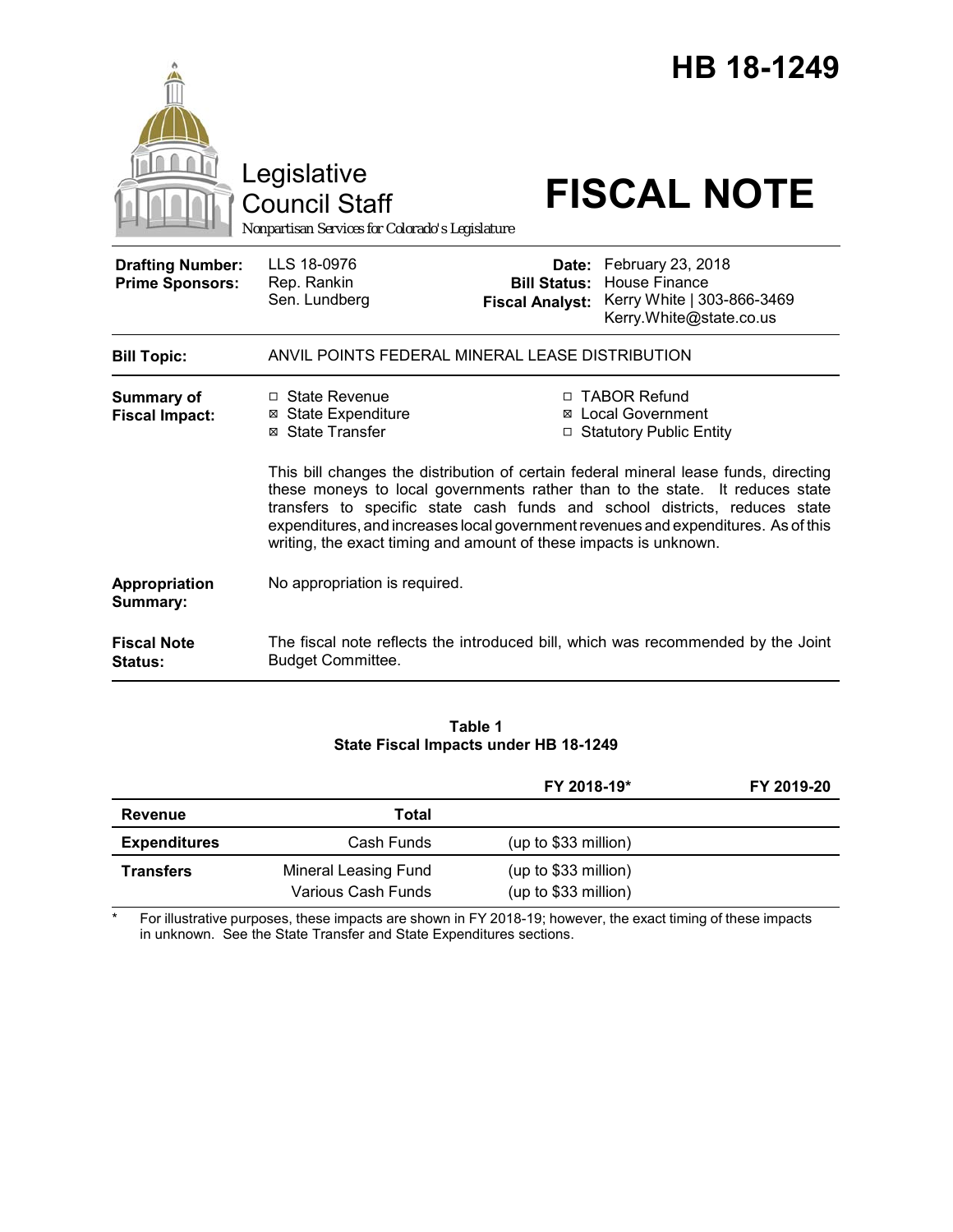# HB 18-1249

Legislative Council Staff

*Nonpartisan Services for Colorado's Legislature*

# FISCAL NOTE

| | | | |
|---|---|---|---|
| **Drafting Number:** | LLS 18-0976 | **Date:** | February 23, 2018 |
| **Prime Sponsors:** | Rep. Rankin<br>Sen. Lundberg | **Bill Status:** | House Finance |
| | | **Fiscal Analyst:** | Kerry White \| 303-866-3469<br>Kerry.White@state.co.us |

| | |
|---|---|
| **Bill Topic:** | ANVIL POINTS FEDERAL MINERAL LEASE DISTRIBUTION |
| **Summary of Fiscal Impact:** | ☐ State Revenue<br>☒ State Expenditure<br>☒ State Transfer<br>☐ TABOR Refund<br>☒ Local Government<br>☐ Statutory Public Entity<br><br>This bill changes the distribution of certain federal mineral lease funds, directing these moneys to local governments rather than to the state. It reduces state transfers to specific state cash funds and school districts, reduces state expenditures, and increases local government revenues and expenditures. As of this writing, the exact timing and amount of these impacts is unknown. |
| **Appropriation Summary:** | No appropriation is required. |
| **Fiscal Note Status:** | The fiscal note reflects the introduced bill, which was recommended by the Joint Budget Committee. |

**Table 1**
**State Fiscal Impacts under HB 18-1249**

| | | FY 2018-19* | FY 2019-20 |
|---|---|---|---|
| **Revenue** | **Total** | | |
| **Expenditures** | Cash Funds | (up to $33 million) | |
| **Transfers** | Mineral Leasing Fund<br>Various Cash Funds | (up to $33 million)<br>(up to $33 million) | |

\* For illustrative purposes, these impacts are shown in FY 2018-19; however, the exact timing of these impacts in unknown. See the State Transfer and State Expenditures sections.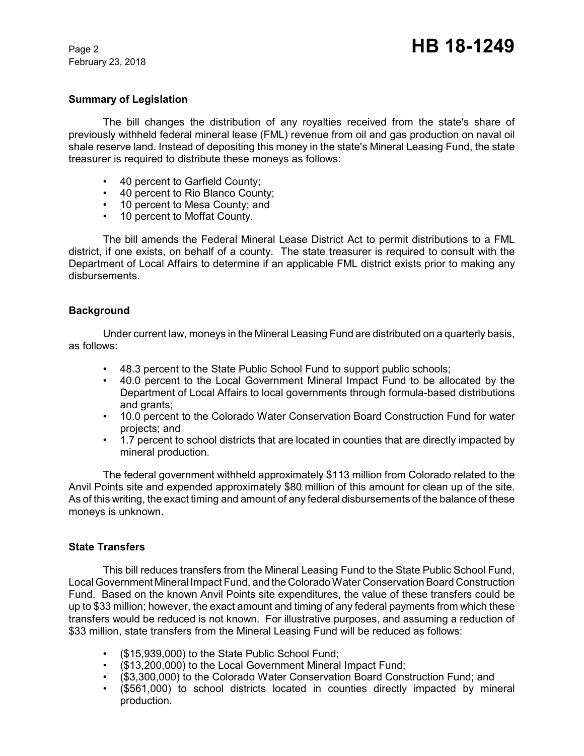## Summary of Legislation

The bill changes the distribution of any royalties received from the state's share of previously withheld federal mineral lease (FML) revenue from oil and gas production on naval oil shale reserve land. Instead of depositing this money in the state's Mineral Leasing Fund, the state treasurer is required to distribute these moneys as follows:

- 40 percent to Garfield County;
- 40 percent to Rio Blanco County;
- 10 percent to Mesa County; and
- 10 percent to Moffat County.

The bill amends the Federal Mineral Lease District Act to permit distributions to a FML district, if one exists, on behalf of a county. The state treasurer is required to consult with the Department of Local Affairs to determine if an applicable FML district exists prior to making any disbursements.

## Background

Under current law, moneys in the Mineral Leasing Fund are distributed on a quarterly basis, as follows:

- 48.3 percent to the State Public School Fund to support public schools;
- 40.0 percent to the Local Government Mineral Impact Fund to be allocated by the Department of Local Affairs to local governments through formula-based distributions and grants;
- 10.0 percent to the Colorado Water Conservation Board Construction Fund for water projects; and
- 1.7 percent to school districts that are located in counties that are directly impacted by mineral production.

The federal government withheld approximately $113 million from Colorado related to the Anvil Points site and expended approximately $80 million of this amount for clean up of the site. As of this writing, the exact timing and amount of any federal disbursements of the balance of these moneys is unknown.

## State Transfers

This bill reduces transfers from the Mineral Leasing Fund to the State Public School Fund, Local Government Mineral Impact Fund, and the Colorado Water Conservation Board Construction Fund. Based on the known Anvil Points site expenditures, the value of these transfers could be up to $33 million; however, the exact amount and timing of any federal payments from which these transfers would be reduced is not known. For illustrative purposes, and assuming a reduction of $33 million, state transfers from the Mineral Leasing Fund will be reduced as follows:

- ($15,939,000) to the State Public School Fund;
- ($13,200,000) to the Local Government Mineral Impact Fund;
- ($3,300,000) to the Colorado Water Conservation Board Construction Fund; and
- ($561,000) to school districts located in counties directly impacted by mineral production.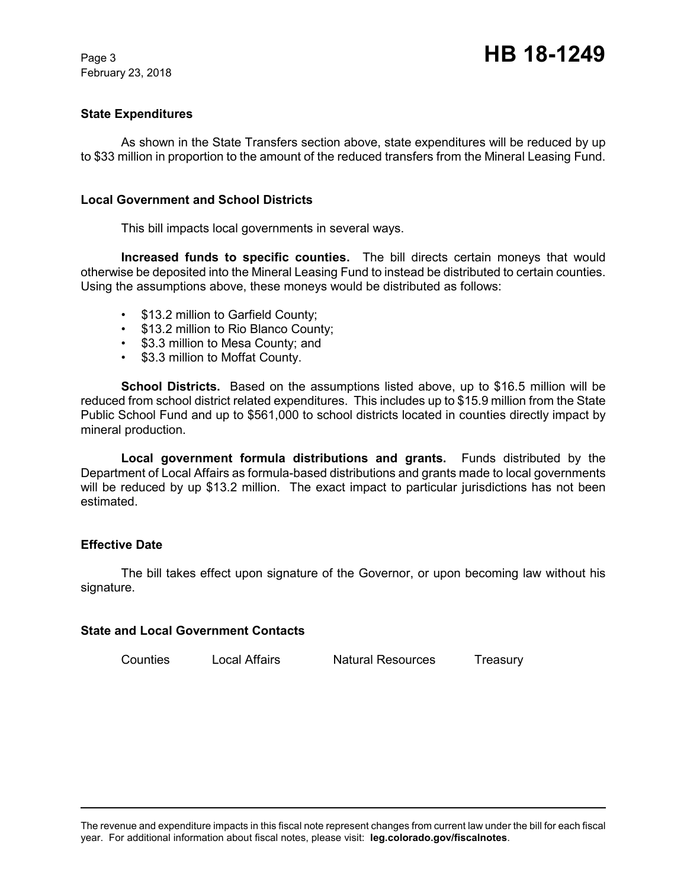### State Expenditures

As shown in the State Transfers section above, state expenditures will be reduced by up to $33 million in proportion to the amount of the reduced transfers from the Mineral Leasing Fund.

### Local Government and School Districts

This bill impacts local governments in several ways.

**Increased funds to specific counties.** The bill directs certain moneys that would otherwise be deposited into the Mineral Leasing Fund to instead be distributed to certain counties. Using the assumptions above, these moneys would be distributed as follows:

- $13.2 million to Garfield County;
- $13.2 million to Rio Blanco County;
- $3.3 million to Mesa County; and
- $3.3 million to Moffat County.

**School Districts.** Based on the assumptions listed above, up to $16.5 million will be reduced from school district related expenditures. This includes up to $15.9 million from the State Public School Fund and up to $561,000 to school districts located in counties directly impact by mineral production.

**Local government formula distributions and grants.** Funds distributed by the Department of Local Affairs as formula-based distributions and grants made to local governments will be reduced by up $13.2 million. The exact impact to particular jurisdictions has not been estimated.

### Effective Date

The bill takes effect upon signature of the Governor, or upon becoming law without his signature.

### State and Local Government Contacts

Counties     Local Affairs     Natural Resources     Treasury

The revenue and expenditure impacts in this fiscal note represent changes from current law under the bill for each fiscal year. For additional information about fiscal notes, please visit: **leg.colorado.gov/fiscalnotes**.